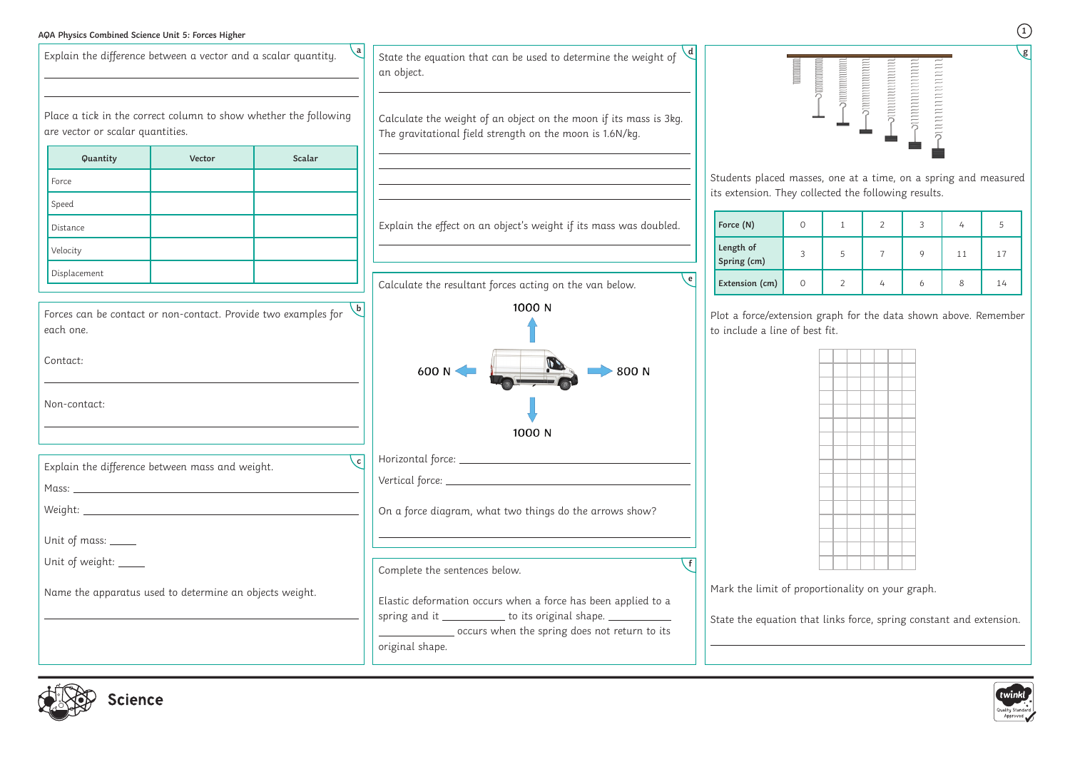# AQA Physics Combined Science Unit 5: Forces Higher

## a

Explain the difference between a vector and a scalar quantity.

______________________________

______________________________

Place a tick in the correct column to show whether the following are vector or scalar quantities.

| Quantity | Vector | Scalar |
|---|---|---|
| Force | | |
| Speed | | |
| Distance | | |
| Velocity | | |
| Displacement | | |

## b

Forces can be contact or non-contact. Provide two examples for each one.

Contact: ______________________________

Non-contact: ______________________________

## c

Explain the difference between mass and weight.

Mass: ______________________________

Weight: ______________________________

Unit of mass: _____

Unit of weight: _____

Name the apparatus used to determine an objects weight.

______________________________

## d

State the equation that can be used to determine the weight of an object.

______________________________

Calculate the weight of an object on the moon if its mass is 3kg. The gravitational field strength on the moon is 1.6N/kg.

______________________________

______________________________

______________________________

______________________________

Explain the effect on an object's weight if its mass was doubled.

______________________________

## e

Calculate the resultant forces acting on the van below.

1000 N (up)

600 N (left) — 800 N (right)

1000 N (down)

Horizontal force: ______________________________

Vertical force: ______________________________

On a force diagram, what two things do the arrows show?

______________________________

## f

Complete the sentences below.

Elastic deformation occurs when a force has been applied to a spring and it ___________ to its original shape. ___________ ___________ occurs when the spring does not return to its original shape.

## g

Students placed masses, one at a time, on a spring and measured its extension. They collected the following results.

| Force (N) | 0 | 1 | 2 | 3 | 4 | 5 |
|---|---|---|---|---|---|---|
| Length of Spring (cm) | 3 | 5 | 7 | 9 | 11 | 17 |
| Extension (cm) | 0 | 2 | 4 | 6 | 8 | 14 |

Plot a force/extension graph for the data shown above. Remember to include a line of best fit.

Mark the limit of proportionality on your graph.

State the equation that links force, spring constant and extension.

______________________________

Science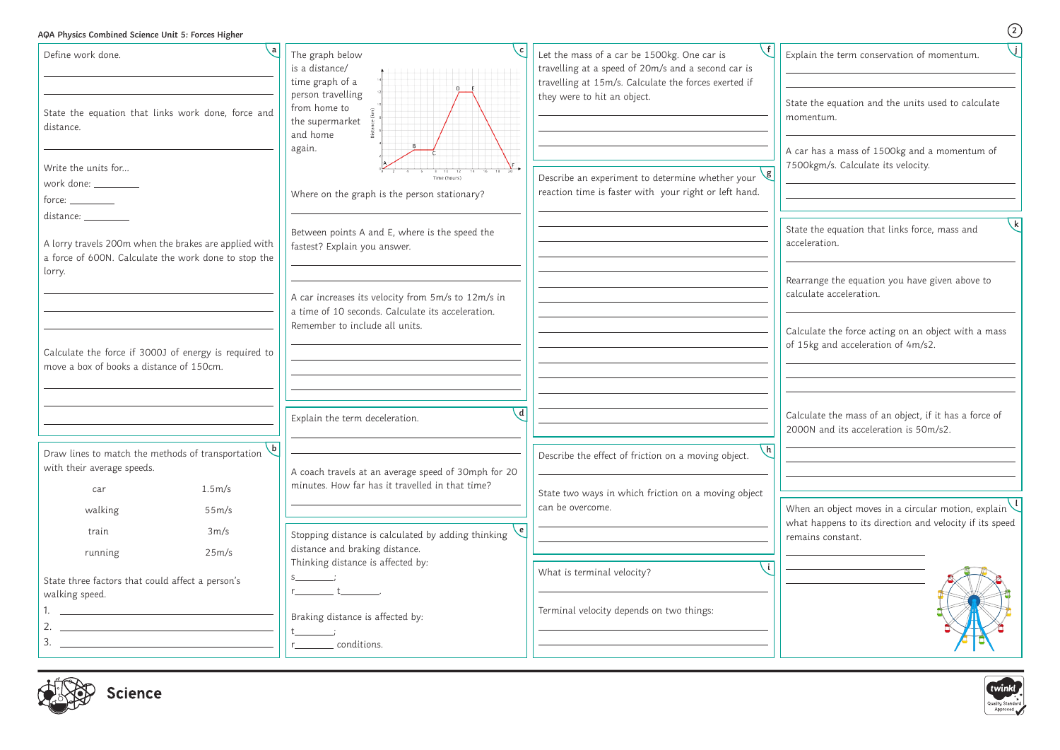# AQA Physics Combined Science Unit 5: Forces Higher

## a

Define work done.

State the equation that links work done, force and distance.

Write the units for...

work done: _________

force: _________

distance: _________

A lorry travels 200m when the brakes are applied with a force of 600N. Calculate the work done to stop the lorry.

Calculate the force if 3000J of energy is required to move a box of books a distance of 150cm.

## b

Draw lines to match the methods of transportation with their average speeds.

| | |
|---|---|
| car | 1.5m/s |
| walking | 55m/s |
| train | 3m/s |
| running | 25m/s |

State three factors that could affect a person's walking speed.

1.
2.
3.

## c

The graph below is a distance/time graph of a person travelling from home to the supermarket and home again.

Where on the graph is the person stationary?

Between points A and E, where is the speed the fastest? Explain you answer.

A car increases its velocity from 5m/s to 12m/s in a time of 10 seconds. Calculate its acceleration. Remember to include all units.

## d

Explain the term deceleration.

A coach travels at an average speed of 30mph for 20 minutes. How far has it travelled in that time?

## e

Stopping distance is calculated by adding thinking distance and braking distance.

Thinking distance is affected by:

s________;

r________ t________.

Braking distance is affected by:

t________;

r________ conditions.

## f

Let the mass of a car be 1500kg. One car is travelling at a speed of 20m/s and a second car is travelling at 15m/s. Calculate the forces exerted if they were to hit an object.

## g

Describe an experiment to determine whether your reaction time is faster with your right or left hand.

## h

Describe the effect of friction on a moving object.

State two ways in which friction on a moving object can be overcome.

## i

What is terminal velocity?

Terminal velocity depends on two things:

## j

Explain the term conservation of momentum.

State the equation and the units used to calculate momentum.

A car has a mass of 1500kg and a momentum of 7500kgm/s. Calculate its velocity.

## k

State the equation that links force, mass and acceleration.

Rearrange the equation you have given above to calculate acceleration.

Calculate the force acting on an object with a mass of 15kg and acceleration of 4m/s2.

Calculate the mass of an object, if it has a force of 2000N and its acceleration is 50m/s2.

## l

When an object moves in a circular motion, explain what happens to its direction and velocity if its speed remains constant.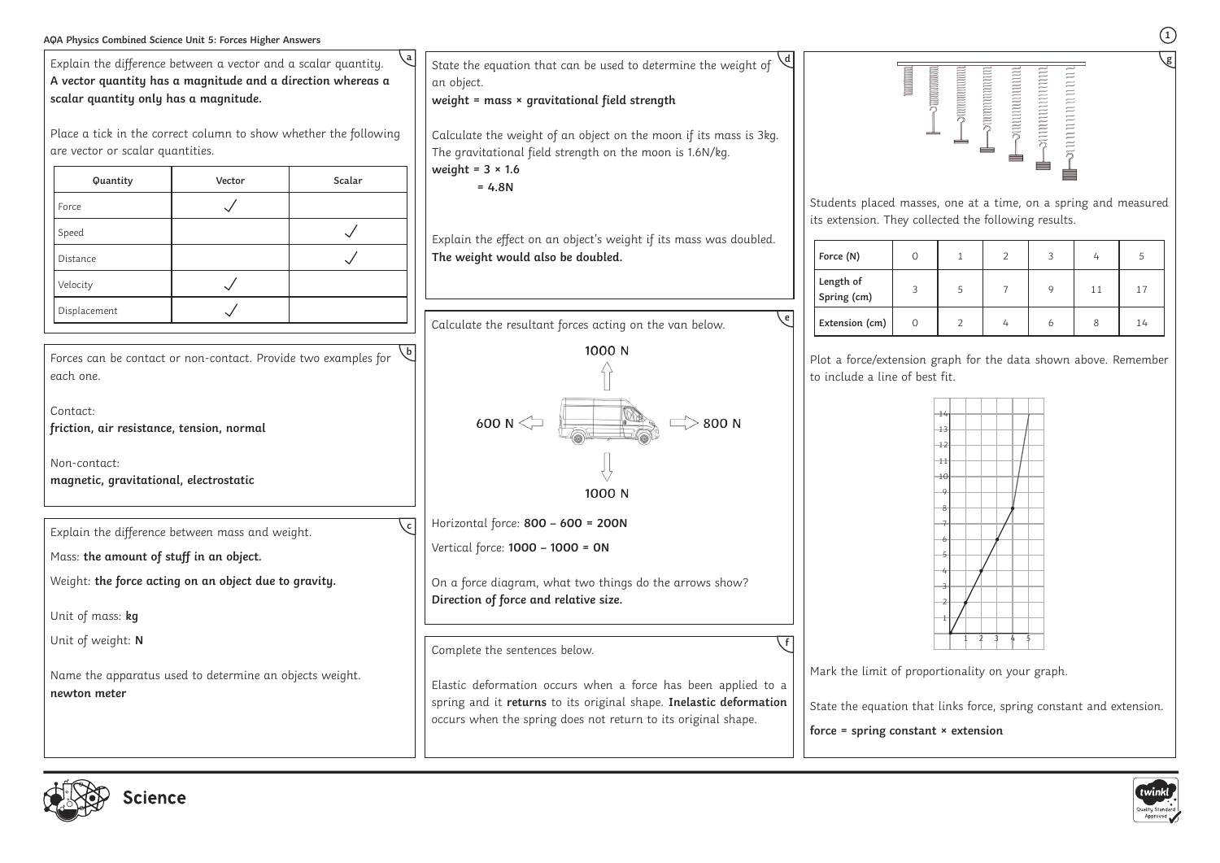# AQA Physics Combined Science Unit 5: Forces Higher Answers

## a

Explain the difference between a vector and a scalar quantity.
**A vector quantity has a magnitude and a direction whereas a scalar quantity only has a magnitude.**

Place a tick in the correct column to show whether the following are vector or scalar quantities.

| Quantity | Vector | Scalar |
|---|---|---|
| Force | ✓ | |
| Speed | | ✓ |
| Distance | | ✓ |
| Velocity | ✓ | |
| Displacement | ✓ | |

## b

Forces can be contact or non-contact. Provide two examples for each one.

Contact:
**friction, air resistance, tension, normal**

Non-contact:
**magnetic, gravitational, electrostatic**

## c

Explain the difference between mass and weight.

Mass: **the amount of stuff in an object.**

Weight: **the force acting on an object due to gravity.**

Unit of mass: **kg**

Unit of weight: **N**

Name the apparatus used to determine an objects weight.
**newton meter**

## d

State the equation that can be used to determine the weight of an object.
**weight = mass × gravitational field strength**

Calculate the weight of an object on the moon if its mass is 3kg. The gravitational field strength on the moon is 1.6N/kg.
**weight = 3 × 1.6**
**= 4.8N**

Explain the effect on an object's weight if its mass was doubled.
**The weight would also be doubled.**

## e

Calculate the resultant forces acting on the van below.

1000 N (up), 600 N (left), 800 N (right), 1000 N (down)

Horizontal force: **800 – 600 = 200N**

Vertical force: **1000 – 1000 = 0N**

On a force diagram, what two things do the arrows show?
**Direction of force and relative size.**

## f

Complete the sentences below.

Elastic deformation occurs when a force has been applied to a spring and it **returns** to its original shape. **Inelastic deformation** occurs when the spring does not return to its original shape.

## g

Students placed masses, one at a time, on a spring and measured its extension. They collected the following results.

| Force (N) | 0 | 1 | 2 | 3 | 4 | 5 |
|---|---|---|---|---|---|---|
| Length of Spring (cm) | 3 | 5 | 7 | 9 | 11 | 17 |
| Extension (cm) | 0 | 2 | 4 | 6 | 8 | 14 |

Plot a force/extension graph for the data shown above. Remember to include a line of best fit.

Mark the limit of proportionality on your graph.

State the equation that links force, spring constant and extension.

**force = spring constant × extension**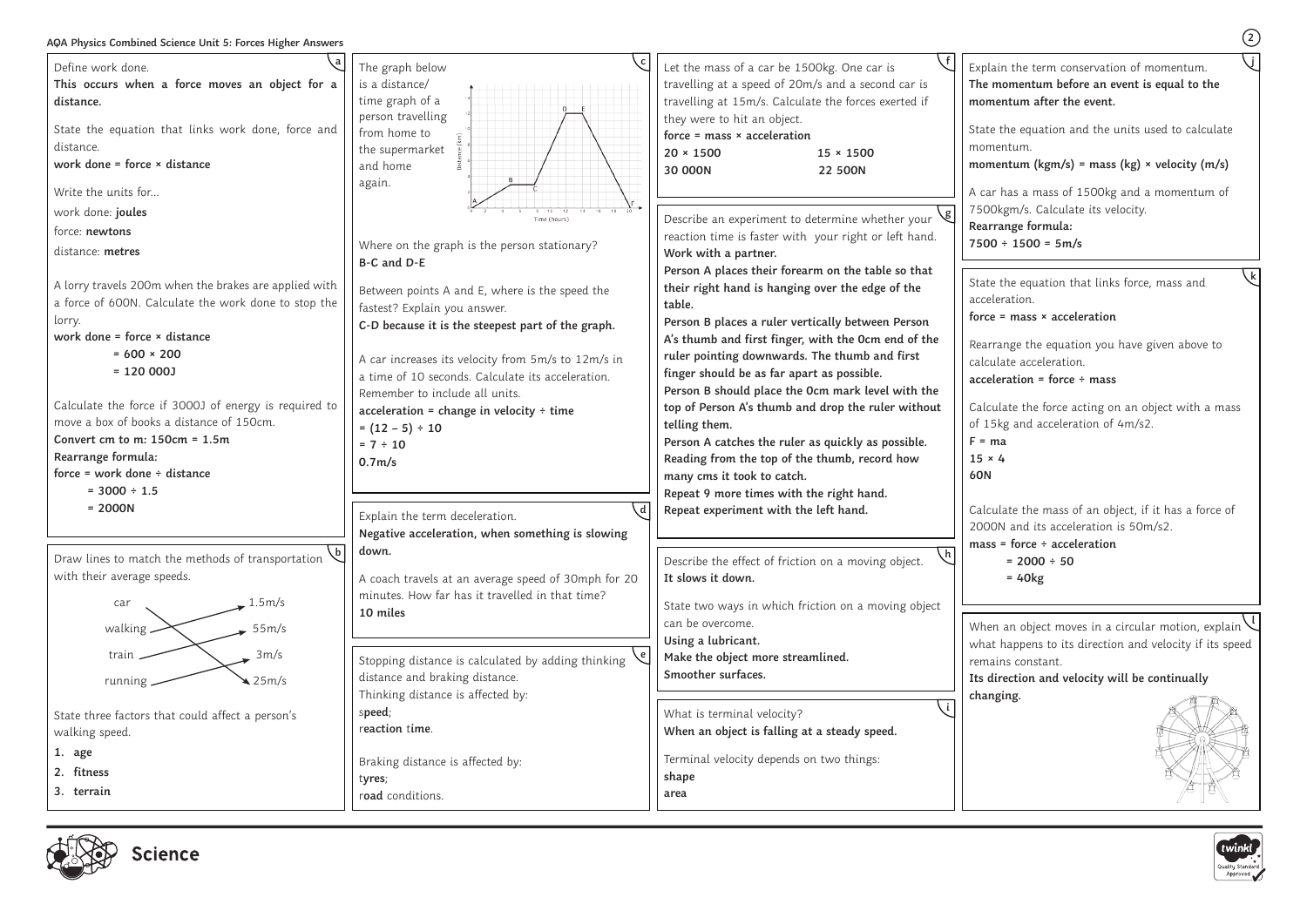# AQA Physics Combined Science Unit 5: Forces Higher Answers

**a**

Define work done.

**This occurs when a force moves an object for a distance.**

State the equation that links work done, force and distance.

**work done = force × distance**

Write the units for...

work done: **joules**

force: **newtons**

distance: **metres**

A lorry travels 200m when the brakes are applied with a force of 600N. Calculate the work done to stop the lorry.

**work done = force × distance**
**= 600 × 200**
**= 120 000J**

Calculate the force if 3000J of energy is required to move a box of books a distance of 150cm.

**Convert cm to m: 150cm = 1.5m**
**Rearrange formula:**
**force = work done ÷ distance**
**= 3000 ÷ 1.5**
**= 2000N**

**b**

Draw lines to match the methods of transportation with their average speeds.

car → 25m/s
walking → 1.5m/s
train → 55m/s
running → 3m/s

State three factors that could affect a person's walking speed.

1. **age**
2. **fitness**
3. **terrain**

**c**

The graph below is a distance/time graph of a person travelling from home to the supermarket and home again.

Distance (km)
Time (hours)
A B C D E F
0 2 4 6 8 10 12 14 16 18 20

Where on the graph is the person stationary?

**B-C and D-E**

Between points A and E, where is the speed the fastest? Explain you answer.

**C-D because it is the steepest part of the graph.**

A car increases its velocity from 5m/s to 12m/s in a time of 10 seconds. Calculate its acceleration. Remember to include all units.

**acceleration = change in velocity ÷ time**
**= (12 – 5) ÷ 10**
**= 7 ÷ 10**
**0.7m/s**

**d**

Explain the term deceleration.

**Negative acceleration, when something is slowing down.**

A coach travels at an average speed of 30mph for 20 minutes. How far has it travelled in that time?

**10 miles**

**e**

Stopping distance is calculated by adding thinking distance and braking distance.

Thinking distance is affected by:

s**peed**;
r**eaction** t**ime**.

Braking distance is affected by:

t**yres**;
r**oad** conditions.

**f**

Let the mass of a car be 1500kg. One car is travelling at a speed of 20m/s and a second car is travelling at 15m/s. Calculate the forces exerted if they were to hit an object.

**force = mass × acceleration**

**20 × 1500** — **15 × 1500**
**30 000N** — **22 500N**

**g**

Describe an experiment to determine whether your reaction time is faster with your right or left hand.

**Work with a partner.**
**Person A places their forearm on the table so that their right hand is hanging over the edge of the table.**
**Person B places a ruler vertically between Person A's thumb and first finger, with the 0cm end of the ruler pointing downwards. The thumb and first finger should be as far apart as possible.**
**Person B should place the 0cm mark level with the top of Person A's thumb and drop the ruler without telling them.**
**Person A catches the ruler as quickly as possible. Reading from the top of the thumb, record how many cms it took to catch.**
**Repeat 9 more times with the right hand.**
**Repeat experiment with the left hand.**

**h**

Describe the effect of friction on a moving object.

**It slows it down.**

State two ways in which friction on a moving object can be overcome.

**Using a lubricant.**
**Make the object more streamlined.**
**Smoother surfaces.**

**i**

What is terminal velocity?

**When an object is falling at a steady speed.**

Terminal velocity depends on two things:

**shape**
**area**

**j**

Explain the term conservation of momentum.

**The momentum before an event is equal to the momentum after the event.**

State the equation and the units used to calculate momentum.

**momentum (kgm/s) = mass (kg) × velocity (m/s)**

A car has a mass of 1500kg and a momentum of 7500kgm/s. Calculate its velocity.

**Rearrange formula:**
**7500 ÷ 1500 = 5m/s**

**k**

State the equation that links force, mass and acceleration.

**force = mass × acceleration**

Rearrange the equation you have given above to calculate acceleration.

**acceleration = force ÷ mass**

Calculate the force acting on an object with a mass of 15kg and acceleration of 4m/s2.

**F = ma**
**15 × 4**
**60N**

Calculate the mass of an object, if it has a force of 2000N and its acceleration is 50m/s2.

**mass = force ÷ acceleration**
**= 2000 ÷ 50**
**= 40kg**

**l**

When an object moves in a circular motion, explain what happens to its direction and velocity if its speed remains constant.

**Its direction and velocity will be continually changing.**